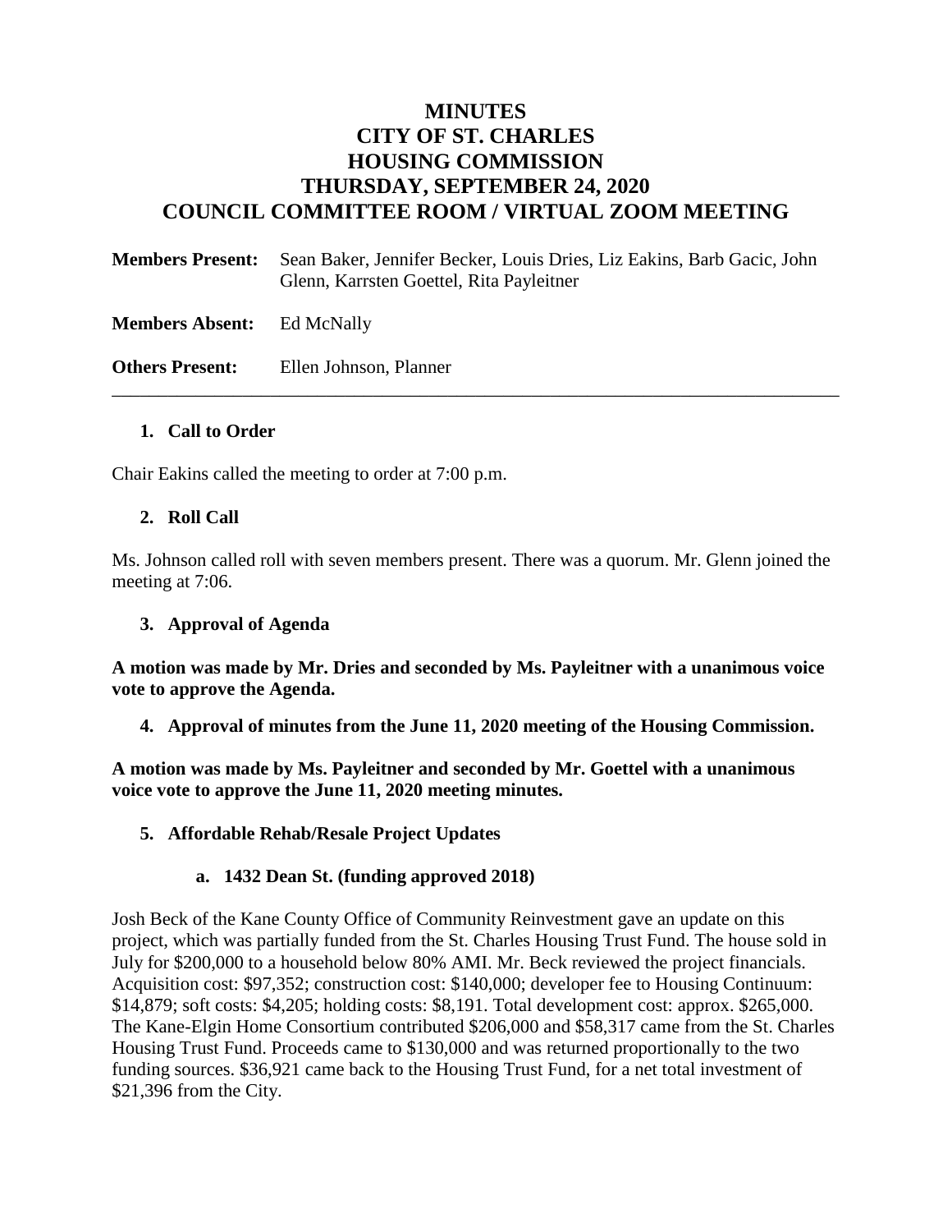# MINUTES
# CITY OF ST. CHARLES
# HOUSING COMMISSION
# THURSDAY, SEPTEMBER 24, 2020
# COUNCIL COMMITTEE ROOM / VIRTUAL ZOOM MEETING

**Members Present:** Sean Baker, Jennifer Becker, Louis Dries, Liz Eakins, Barb Gacic, John Glenn, Karrsten Goettel, Rita Payleitner

**Members Absent:** Ed McNally

**Others Present:** Ellen Johnson, Planner

---

1. **Call to Order**

Chair Eakins called the meeting to order at 7:00 p.m.

2. **Roll Call**

Ms. Johnson called roll with seven members present. There was a quorum. Mr. Glenn joined the meeting at 7:06.

3. **Approval of Agenda**

**A motion was made by Mr. Dries and seconded by Ms. Payleitner with a unanimous voice vote to approve the Agenda.**

4. **Approval of minutes from the June 11, 2020 meeting of the Housing Commission.**

**A motion was made by Ms. Payleitner and seconded by Mr. Goettel with a unanimous voice vote to approve the June 11, 2020 meeting minutes.**

5. **Affordable Rehab/Resale Project Updates**

   a. **1432 Dean St. (funding approved 2018)**

Josh Beck of the Kane County Office of Community Reinvestment gave an update on this project, which was partially funded from the St. Charles Housing Trust Fund. The house sold in July for $200,000 to a household below 80% AMI. Mr. Beck reviewed the project financials. Acquisition cost: $97,352; construction cost: $140,000; developer fee to Housing Continuum: $14,879; soft costs: $4,205; holding costs: $8,191. Total development cost: approx. $265,000. The Kane-Elgin Home Consortium contributed $206,000 and $58,317 came from the St. Charles Housing Trust Fund. Proceeds came to $130,000 and was returned proportionally to the two funding sources. $36,921 came back to the Housing Trust Fund, for a net total investment of $21,396 from the City.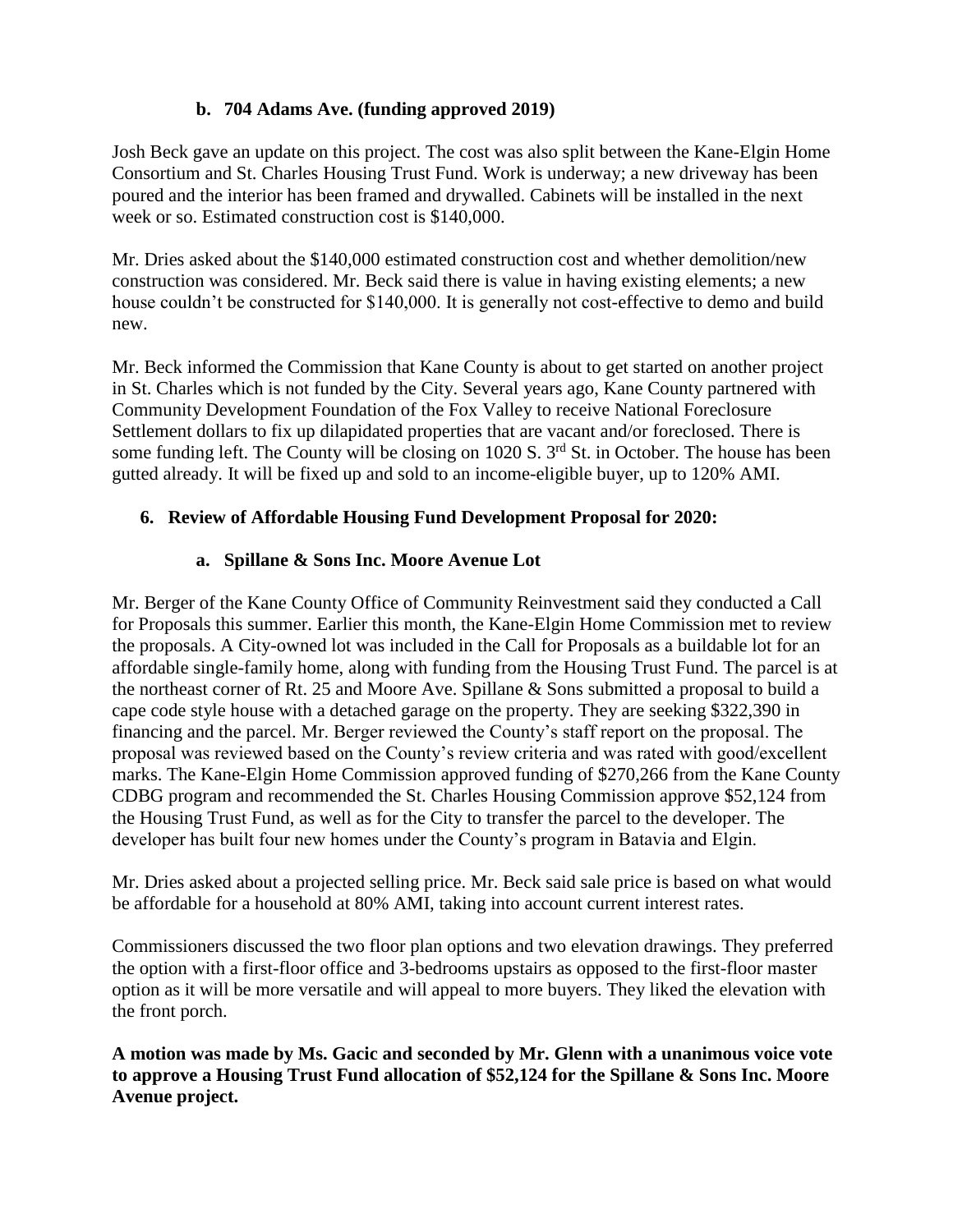### b. 704 Adams Ave. (funding approved 2019)

Josh Beck gave an update on this project. The cost was also split between the Kane-Elgin Home Consortium and St. Charles Housing Trust Fund. Work is underway; a new driveway has been poured and the interior has been framed and drywalled. Cabinets will be installed in the next week or so. Estimated construction cost is $140,000.

Mr. Dries asked about the $140,000 estimated construction cost and whether demolition/new construction was considered. Mr. Beck said there is value in having existing elements; a new house couldn't be constructed for $140,000. It is generally not cost-effective to demo and build new.

Mr. Beck informed the Commission that Kane County is about to get started on another project in St. Charles which is not funded by the City. Several years ago, Kane County partnered with Community Development Foundation of the Fox Valley to receive National Foreclosure Settlement dollars to fix up dilapidated properties that are vacant and/or foreclosed. There is some funding left. The County will be closing on 1020 S. 3rd St. in October. The house has been gutted already. It will be fixed up and sold to an income-eligible buyer, up to 120% AMI.

## 6. Review of Affordable Housing Fund Development Proposal for 2020:

### a. Spillane & Sons Inc. Moore Avenue Lot

Mr. Berger of the Kane County Office of Community Reinvestment said they conducted a Call for Proposals this summer. Earlier this month, the Kane-Elgin Home Commission met to review the proposals. A City-owned lot was included in the Call for Proposals as a buildable lot for an affordable single-family home, along with funding from the Housing Trust Fund. The parcel is at the northeast corner of Rt. 25 and Moore Ave. Spillane & Sons submitted a proposal to build a cape code style house with a detached garage on the property. They are seeking $322,390 in financing and the parcel. Mr. Berger reviewed the County's staff report on the proposal. The proposal was reviewed based on the County's review criteria and was rated with good/excellent marks. The Kane-Elgin Home Commission approved funding of $270,266 from the Kane County CDBG program and recommended the St. Charles Housing Commission approve $52,124 from the Housing Trust Fund, as well as for the City to transfer the parcel to the developer. The developer has built four new homes under the County's program in Batavia and Elgin.

Mr. Dries asked about a projected selling price. Mr. Beck said sale price is based on what would be affordable for a household at 80% AMI, taking into account current interest rates.

Commissioners discussed the two floor plan options and two elevation drawings. They preferred the option with a first-floor office and 3-bedrooms upstairs as opposed to the first-floor master option as it will be more versatile and will appeal to more buyers. They liked the elevation with the front porch.

**A motion was made by Ms. Gacic and seconded by Mr. Glenn with a unanimous voice vote to approve a Housing Trust Fund allocation of $52,124 for the Spillane & Sons Inc. Moore Avenue project.**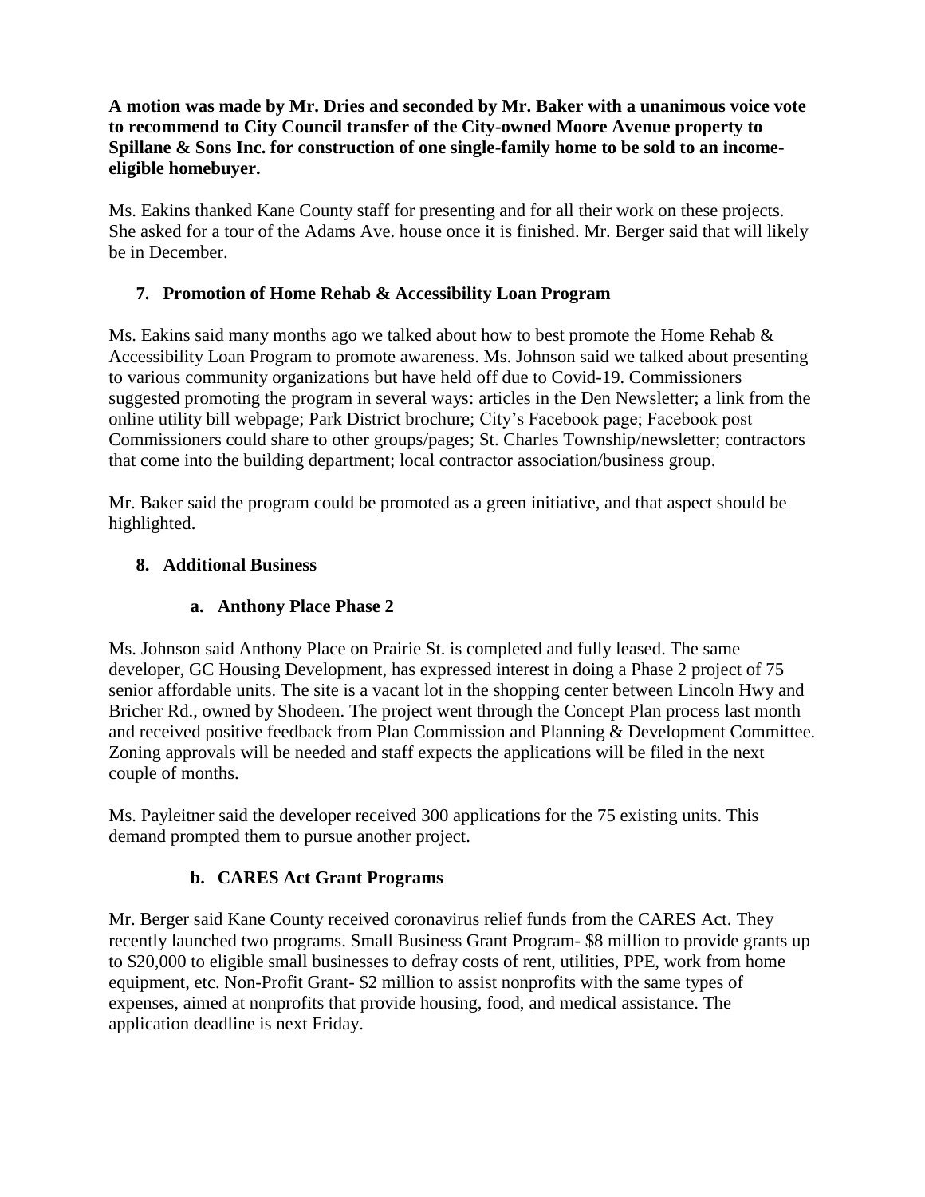**A motion was made by Mr. Dries and seconded by Mr. Baker with a unanimous voice vote to recommend to City Council transfer of the City-owned Moore Avenue property to Spillane & Sons Inc. for construction of one single-family home to be sold to an income-eligible homebuyer.**

Ms. Eakins thanked Kane County staff for presenting and for all their work on these projects. She asked for a tour of the Adams Ave. house once it is finished. Mr. Berger said that will likely be in December.

**7. Promotion of Home Rehab & Accessibility Loan Program**

Ms. Eakins said many months ago we talked about how to best promote the Home Rehab & Accessibility Loan Program to promote awareness. Ms. Johnson said we talked about presenting to various community organizations but have held off due to Covid-19. Commissioners suggested promoting the program in several ways: articles in the Den Newsletter; a link from the online utility bill webpage; Park District brochure; City's Facebook page; Facebook post Commissioners could share to other groups/pages; St. Charles Township/newsletter; contractors that come into the building department; local contractor association/business group.

Mr. Baker said the program could be promoted as a green initiative, and that aspect should be highlighted.

**8. Additional Business**

**a. Anthony Place Phase 2**

Ms. Johnson said Anthony Place on Prairie St. is completed and fully leased. The same developer, GC Housing Development, has expressed interest in doing a Phase 2 project of 75 senior affordable units. The site is a vacant lot in the shopping center between Lincoln Hwy and Bricher Rd., owned by Shodeen. The project went through the Concept Plan process last month and received positive feedback from Plan Commission and Planning & Development Committee. Zoning approvals will be needed and staff expects the applications will be filed in the next couple of months.

Ms. Payleitner said the developer received 300 applications for the 75 existing units. This demand prompted them to pursue another project.

**b. CARES Act Grant Programs**

Mr. Berger said Kane County received coronavirus relief funds from the CARES Act. They recently launched two programs. Small Business Grant Program- $8 million to provide grants up to $20,000 to eligible small businesses to defray costs of rent, utilities, PPE, work from home equipment, etc. Non-Profit Grant- $2 million to assist nonprofits with the same types of expenses, aimed at nonprofits that provide housing, food, and medical assistance. The application deadline is next Friday.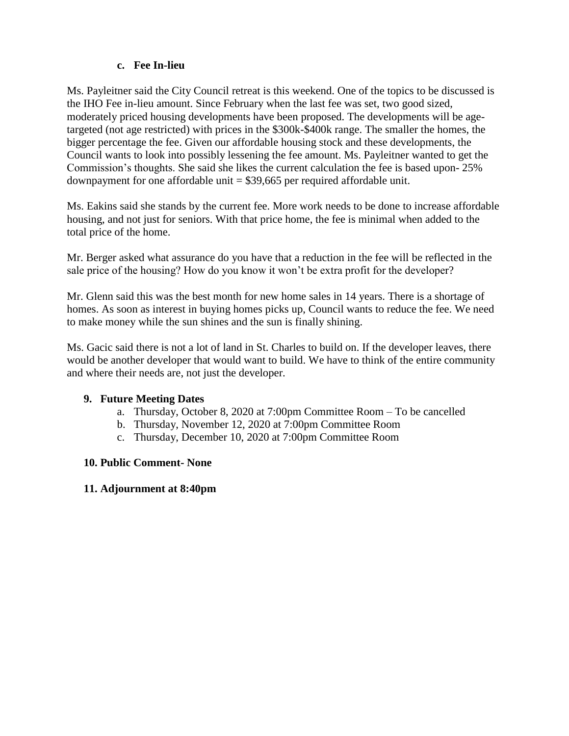### c. Fee In-lieu

Ms. Payleitner said the City Council retreat is this weekend. One of the topics to be discussed is the IHO Fee in-lieu amount. Since February when the last fee was set, two good sized, moderately priced housing developments have been proposed. The developments will be age-targeted (not age restricted) with prices in the $300k-$400k range. The smaller the homes, the bigger percentage the fee. Given our affordable housing stock and these developments, the Council wants to look into possibly lessening the fee amount. Ms. Payleitner wanted to get the Commission's thoughts. She said she likes the current calculation the fee is based upon- 25% downpayment for one affordable unit = $39,665 per required affordable unit.

Ms. Eakins said she stands by the current fee. More work needs to be done to increase affordable housing, and not just for seniors. With that price home, the fee is minimal when added to the total price of the home.

Mr. Berger asked what assurance do you have that a reduction in the fee will be reflected in the sale price of the housing? How do you know it won't be extra profit for the developer?

Mr. Glenn said this was the best month for new home sales in 14 years. There is a shortage of homes. As soon as interest in buying homes picks up, Council wants to reduce the fee. We need to make money while the sun shines and the sun is finally shining.

Ms. Gacic said there is not a lot of land in St. Charles to build on. If the developer leaves, there would be another developer that would want to build. We have to think of the entire community and where their needs are, not just the developer.

## 9. Future Meeting Dates

a. Thursday, October 8, 2020 at 7:00pm Committee Room – To be cancelled
b. Thursday, November 12, 2020 at 7:00pm Committee Room
c. Thursday, December 10, 2020 at 7:00pm Committee Room

## 10. Public Comment- None

## 11. Adjournment at 8:40pm